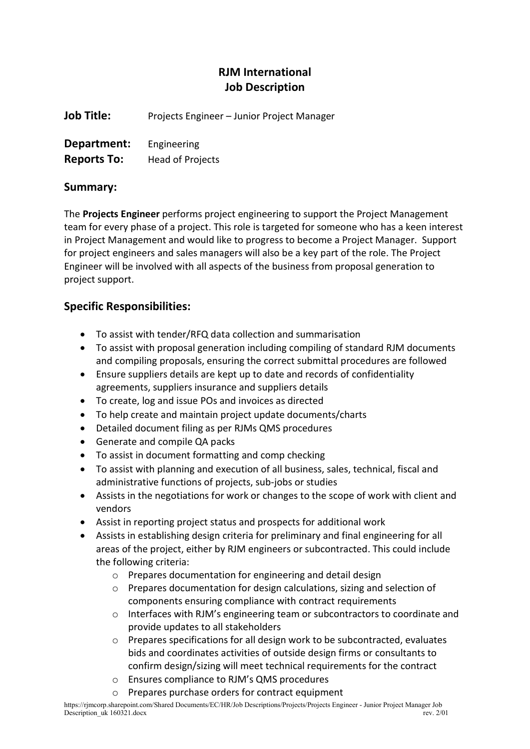# RJM International
## Job Description

**Job Title:** Projects Engineer – Junior Project Manager

**Department:** Engineering
**Reports To:** Head of Projects

## Summary:

The **Projects Engineer** performs project engineering to support the Project Management team for every phase of a project. This role is targeted for someone who has a keen interest in Project Management and would like to progress to become a Project Manager. Support for project engineers and sales managers will also be a key part of the role. The Project Engineer will be involved with all aspects of the business from proposal generation to project support.

## Specific Responsibilities:

- To assist with tender/RFQ data collection and summarisation
- To assist with proposal generation including compiling of standard RJM documents and compiling proposals, ensuring the correct submittal procedures are followed
- Ensure suppliers details are kept up to date and records of confidentiality agreements, suppliers insurance and suppliers details
- To create, log and issue POs and invoices as directed
- To help create and maintain project update documents/charts
- Detailed document filing as per RJMs QMS procedures
- Generate and compile QA packs
- To assist in document formatting and comp checking
- To assist with planning and execution of all business, sales, technical, fiscal and administrative functions of projects, sub-jobs or studies
- Assists in the negotiations for work or changes to the scope of work with client and vendors
- Assist in reporting project status and prospects for additional work
- Assists in establishing design criteria for preliminary and final engineering for all areas of the project, either by RJM engineers or subcontracted. This could include the following criteria:
    - Prepares documentation for engineering and detail design
    - Prepares documentation for design calculations, sizing and selection of components ensuring compliance with contract requirements
    - Interfaces with RJM's engineering team or subcontractors to coordinate and provide updates to all stakeholders
    - Prepares specifications for all design work to be subcontracted, evaluates bids and coordinates activities of outside design firms or consultants to confirm design/sizing will meet technical requirements for the contract
    - Ensures compliance to RJM's QMS procedures
    - Prepares purchase orders for contract equipment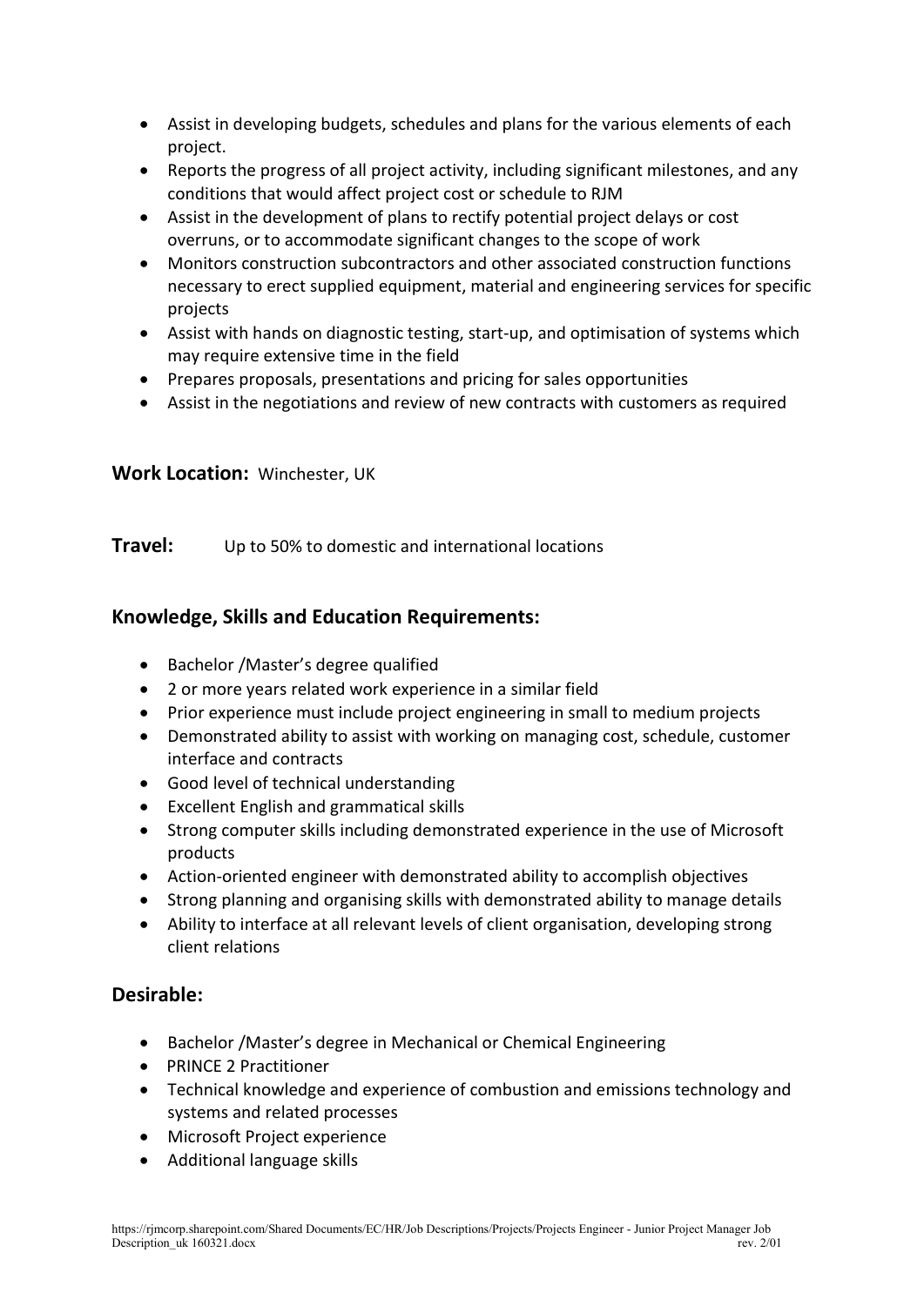- Assist in developing budgets, schedules and plans for the various elements of each project.
- Reports the progress of all project activity, including significant milestones, and any conditions that would affect project cost or schedule to RJM
- Assist in the development of plans to rectify potential project delays or cost overruns, or to accommodate significant changes to the scope of work
- Monitors construction subcontractors and other associated construction functions necessary to erect supplied equipment, material and engineering services for specific projects
- Assist with hands on diagnostic testing, start-up, and optimisation of systems which may require extensive time in the field
- Prepares proposals, presentations and pricing for sales opportunities
- Assist in the negotiations and review of new contracts with customers as required

**Work Location:** Winchester, UK

**Travel:** Up to 50% to domestic and international locations

## Knowledge, Skills and Education Requirements:

- Bachelor /Master's degree qualified
- 2 or more years related work experience in a similar field
- Prior experience must include project engineering in small to medium projects
- Demonstrated ability to assist with working on managing cost, schedule, customer interface and contracts
- Good level of technical understanding
- Excellent English and grammatical skills
- Strong computer skills including demonstrated experience in the use of Microsoft products
- Action-oriented engineer with demonstrated ability to accomplish objectives
- Strong planning and organising skills with demonstrated ability to manage details
- Ability to interface at all relevant levels of client organisation, developing strong client relations

## Desirable:

- Bachelor /Master's degree in Mechanical or Chemical Engineering
- PRINCE 2 Practitioner
- Technical knowledge and experience of combustion and emissions technology and systems and related processes
- Microsoft Project experience
- Additional language skills